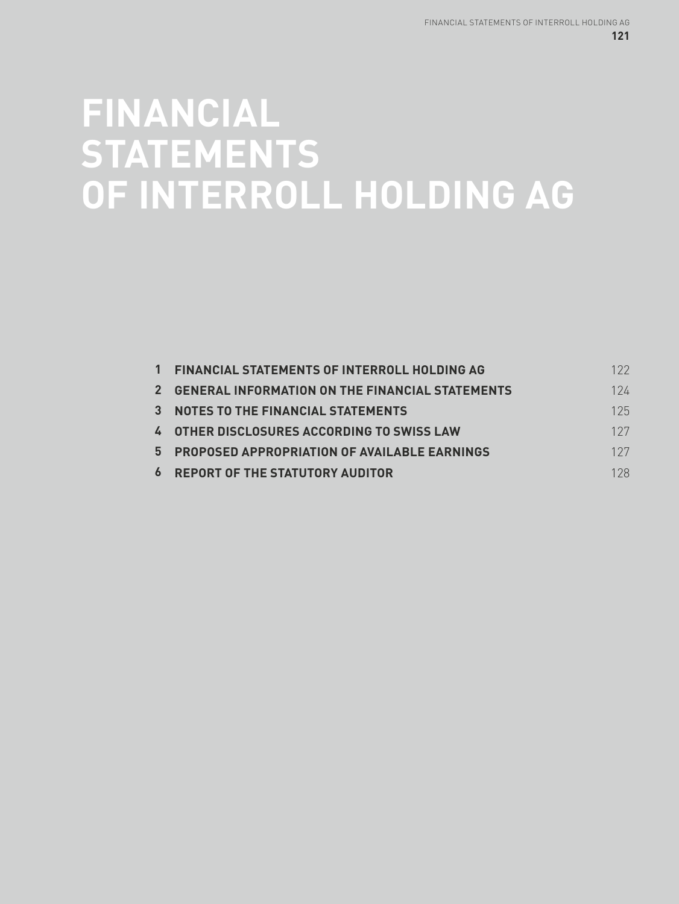# FINANCIAL STATEMENTS OF INTERROLL HOLDING AG

| | | |
|---|---|---|
| **1** | **FINANCIAL STATEMENTS OF INTERROLL HOLDING AG** | 122 |
| **2** | **GENERAL INFORMATION ON THE FINANCIAL STATEMENTS** | 124 |
| **3** | **NOTES TO THE FINANCIAL STATEMENTS** | 125 |
| **4** | **OTHER DISCLOSURES ACCORDING TO SWISS LAW** | 127 |
| **5** | **PROPOSED APPROPRIATION OF AVAILABLE EARNINGS** | 127 |
| **6** | **REPORT OF THE STATUTORY AUDITOR** | 128 |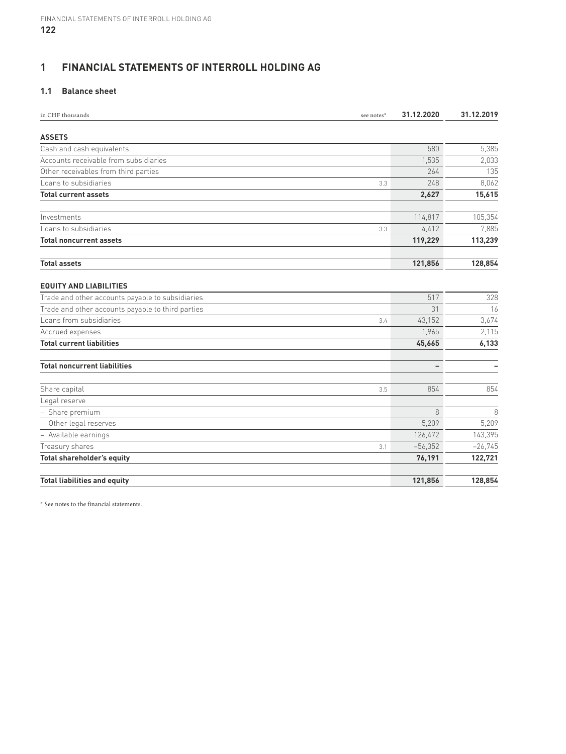# 1 FINANCIAL STATEMENTS OF INTERROLL HOLDING AG

## 1.1 Balance sheet

| in CHF thousands | see notes* | 31.12.2020 | 31.12.2019 |
|---|---|---|---|
| **ASSETS** | | | |
| Cash and cash equivalents | | 580 | 5,385 |
| Accounts receivable from subsidiaries | | 1,535 | 2,033 |
| Other receivables from third parties | | 264 | 135 |
| Loans to subsidiaries | 3.3 | 248 | 8,062 |
| **Total current assets** | | **2,627** | **15,615** |
| Investments | | 114,817 | 105,354 |
| Loans to subsidiaries | 3.3 | 4,412 | 7,885 |
| **Total noncurrent assets** | | **119,229** | **113,239** |
| **Total assets** | | **121,856** | **128,854** |
| **EQUITY AND LIABILITIES** | | | |
| Trade and other accounts payable to subsidiaries | | 517 | 328 |
| Trade and other accounts payable to third parties | | 31 | 16 |
| Loans from subsidiaries | 3.4 | 43,152 | 3,674 |
| Accrued expenses | | 1,965 | 2,115 |
| **Total current liabilities** | | **45,665** | **6,133** |
| **Total noncurrent liabilities** | | **–** | **–** |
| Share capital | 3.5 | 854 | 854 |
| Legal reserve | | | |
| – Share premium | | 8 | 8 |
| – Other legal reserves | | 5,209 | 5,209 |
| – Available earnings | | 126,472 | 143,395 |
| Treasury shares | 3.1 | –56,352 | –26,745 |
| **Total shareholder's equity** | | **76,191** | **122,721** |
| **Total liabilities and equity** | | **121,856** | **128,854** |

\* See notes to the financial statements.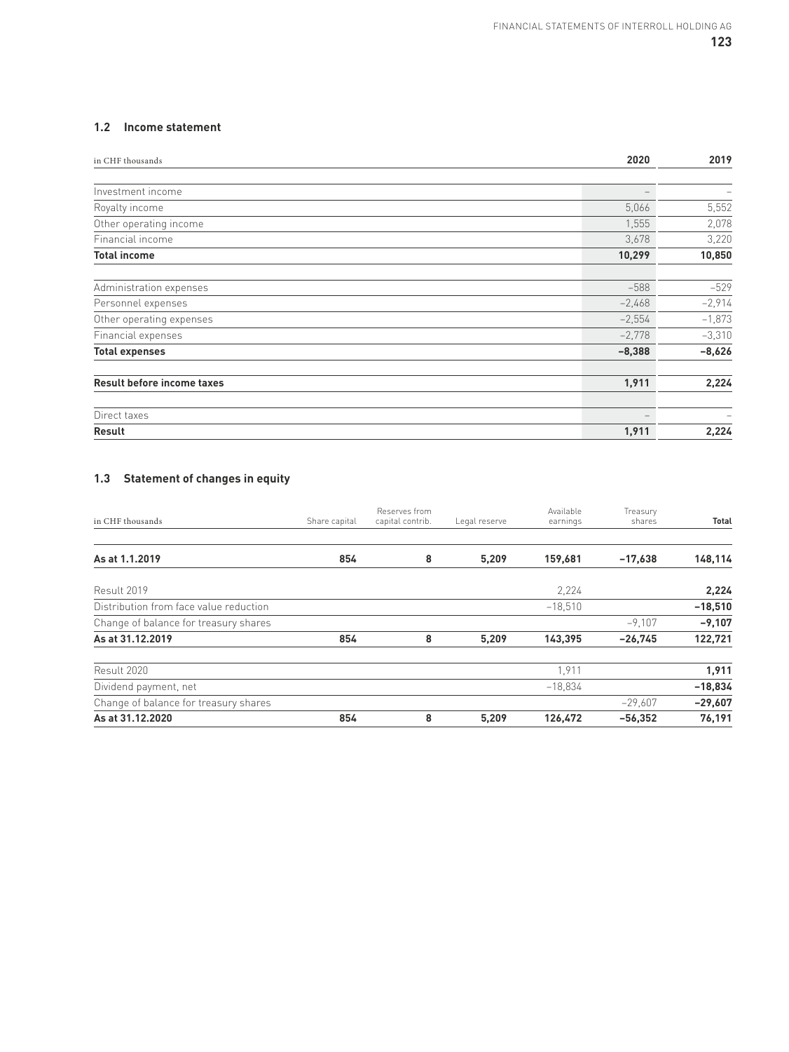## 1.2 Income statement

| in CHF thousands | 2020 | 2019 |
|---|---|---|
| Investment income | – | – |
| Royalty income | 5,066 | 5,552 |
| Other operating income | 1,555 | 2,078 |
| Financial income | 3,678 | 3,220 |
| **Total income** | **10,299** | **10,850** |
| | | |
| Administration expenses | –588 | –529 |
| Personnel expenses | –2,468 | –2,914 |
| Other operating expenses | –2,554 | –1,873 |
| Financial expenses | –2,778 | –3,310 |
| **Total expenses** | **–8,388** | **–8,626** |
| | | |
| **Result before income taxes** | **1,911** | **2,224** |
| | | |
| Direct taxes | – | – |
| **Result** | **1,911** | **2,224** |

## 1.3 Statement of changes in equity

| in CHF thousands | Share capital | Reserves from capital contrib. | Legal reserve | Available earnings | Treasury shares | Total |
|---|---|---|---|---|---|---|
| **As at 1.1.2019** | **854** | **8** | **5,209** | **159,681** | **–17,638** | **148,114** |
| Result 2019 | | | | 2,224 | | **2,224** |
| Distribution from face value reduction | | | | –18,510 | | **–18,510** |
| Change of balance for treasury shares | | | | | –9,107 | **–9,107** |
| **As at 31.12.2019** | **854** | **8** | **5,209** | **143,395** | **–26,745** | **122,721** |
| Result 2020 | | | | 1,911 | | **1,911** |
| Dividend payment, net | | | | –18,834 | | **–18,834** |
| Change of balance for treasury shares | | | | | –29,607 | **–29,607** |
| **As at 31.12.2020** | **854** | **8** | **5,209** | **126,472** | **–56,352** | **76,191** |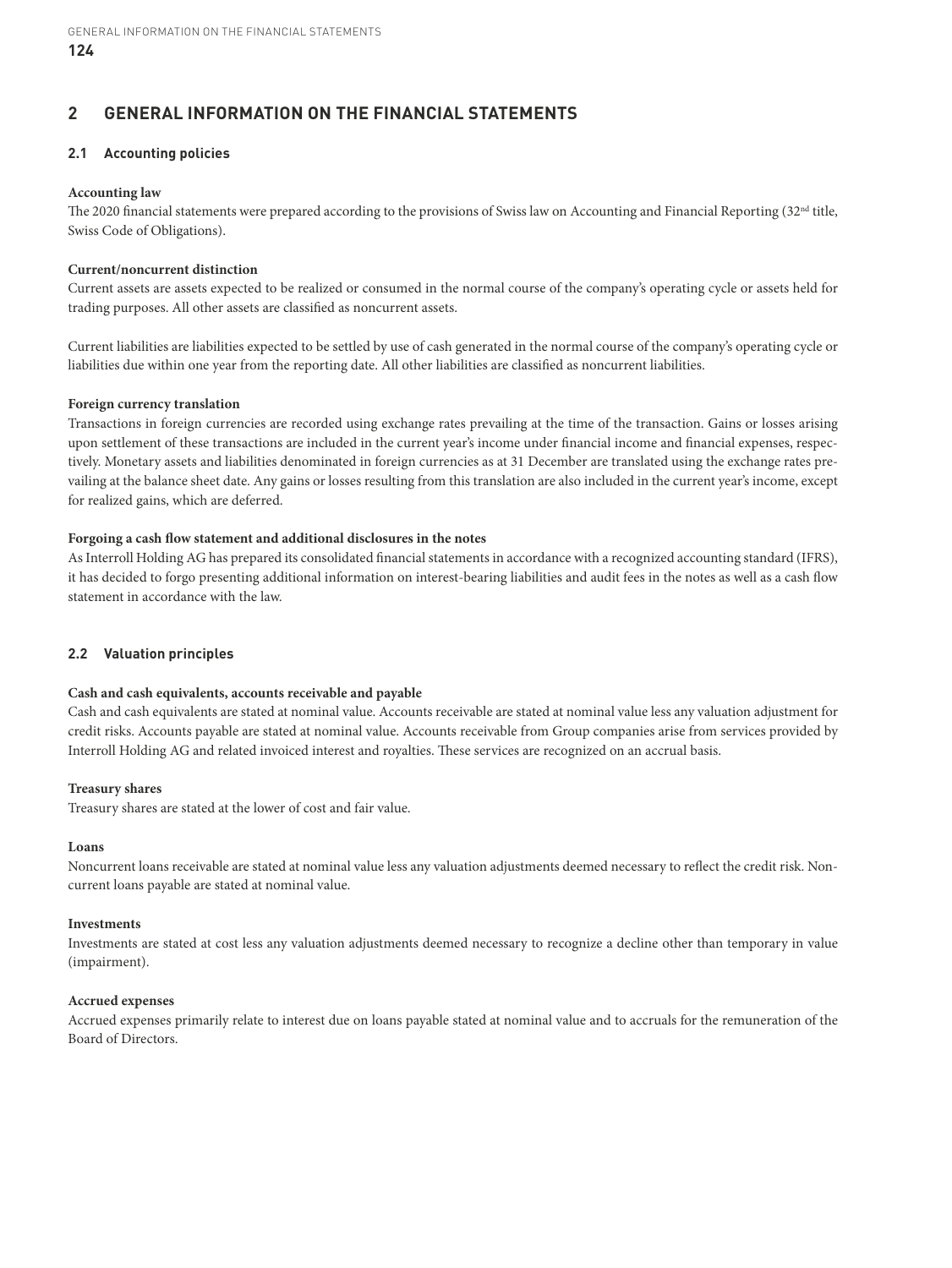## 2 GENERAL INFORMATION ON THE FINANCIAL STATEMENTS

### 2.1 Accounting policies

**Accounting law**
The 2020 financial statements were prepared according to the provisions of Swiss law on Accounting and Financial Reporting (32nd title, Swiss Code of Obligations).

**Current/noncurrent distinction**
Current assets are assets expected to be realized or consumed in the normal course of the company's operating cycle or assets held for trading purposes. All other assets are classified as noncurrent assets.

Current liabilities are liabilities expected to be settled by use of cash generated in the normal course of the company's operating cycle or liabilities due within one year from the reporting date. All other liabilities are classified as noncurrent liabilities.

**Foreign currency translation**
Transactions in foreign currencies are recorded using exchange rates prevailing at the time of the transaction. Gains or losses arising upon settlement of these transactions are included in the current year's income under financial income and financial expenses, respectively. Monetary assets and liabilities denominated in foreign currencies as at 31 December are translated using the exchange rates prevailing at the balance sheet date. Any gains or losses resulting from this translation are also included in the current year's income, except for realized gains, which are deferred.

**Forgoing a cash flow statement and additional disclosures in the notes**
As Interroll Holding AG has prepared its consolidated financial statements in accordance with a recognized accounting standard (IFRS), it has decided to forgo presenting additional information on interest-bearing liabilities and audit fees in the notes as well as a cash flow statement in accordance with the law.

### 2.2 Valuation principles

**Cash and cash equivalents, accounts receivable and payable**
Cash and cash equivalents are stated at nominal value. Accounts receivable are stated at nominal value less any valuation adjustment for credit risks. Accounts payable are stated at nominal value. Accounts receivable from Group companies arise from services provided by Interroll Holding AG and related invoiced interest and royalties. These services are recognized on an accrual basis.

**Treasury shares**
Treasury shares are stated at the lower of cost and fair value.

**Loans**
Noncurrent loans receivable are stated at nominal value less any valuation adjustments deemed necessary to reflect the credit risk. Noncurrent loans payable are stated at nominal value.

**Investments**
Investments are stated at cost less any valuation adjustments deemed necessary to recognize a decline other than temporary in value (impairment).

**Accrued expenses**
Accrued expenses primarily relate to interest due on loans payable stated at nominal value and to accruals for the remuneration of the Board of Directors.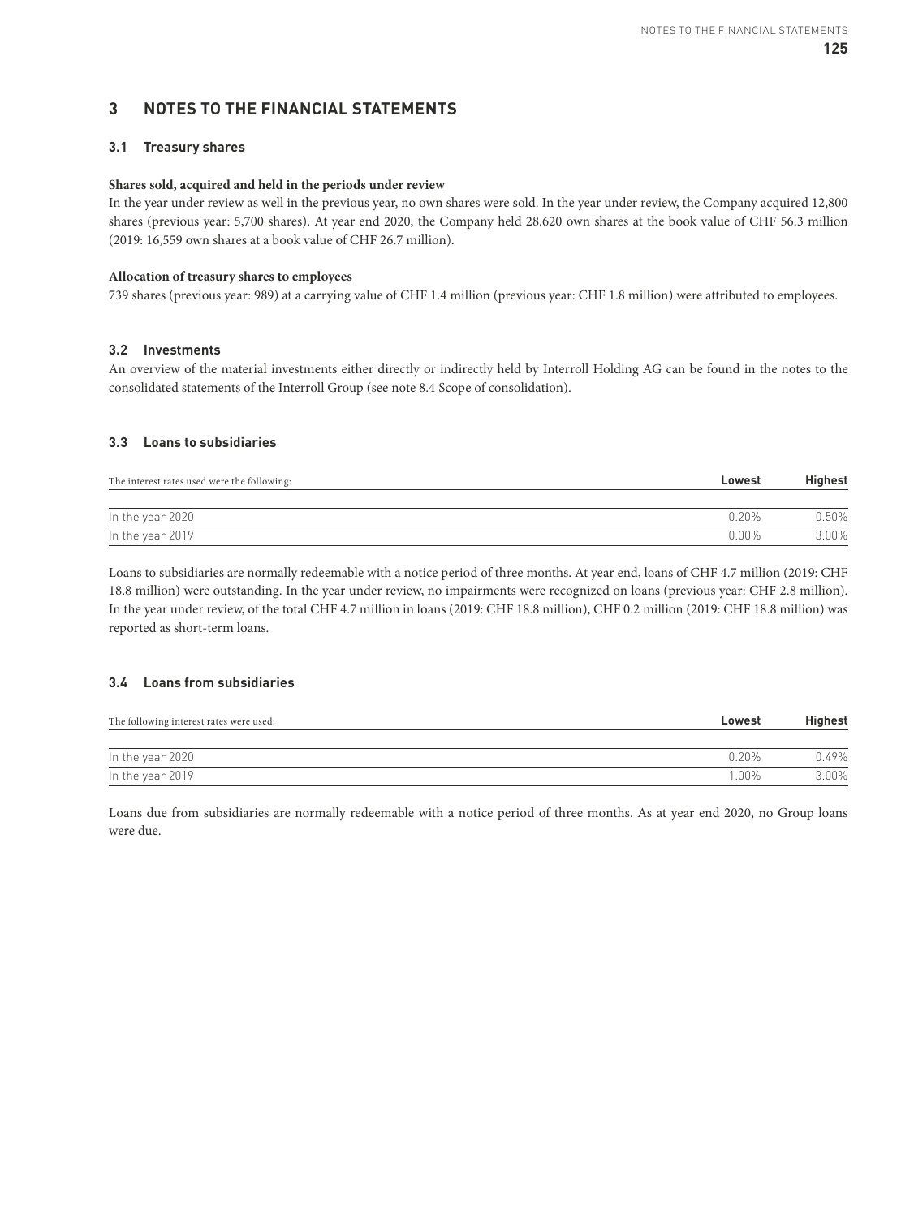## 3 NOTES TO THE FINANCIAL STATEMENTS

### 3.1 Treasury shares

**Shares sold, acquired and held in the periods under review**

In the year under review as well in the previous year, no own shares were sold. In the year under review, the Company acquired 12,800 shares (previous year: 5,700 shares). At year end 2020, the Company held 28.620 own shares at the book value of CHF 56.3 million (2019: 16,559 own shares at a book value of CHF 26.7 million).

**Allocation of treasury shares to employees**

739 shares (previous year: 989) at a carrying value of CHF 1.4 million (previous year: CHF 1.8 million) were attributed to employees.

### 3.2 Investments

An overview of the material investments either directly or indirectly held by Interroll Holding AG can be found in the notes to the consolidated statements of the Interroll Group (see note 8.4 Scope of consolidation).

### 3.3 Loans to subsidiaries

| The interest rates used were the following: | **Lowest** | **Highest** |
|---|---|---|
| In the year 2020 | 0.20% | 0.50% |
| In the year 2019 | 0.00% | 3.00% |

Loans to subsidiaries are normally redeemable with a notice period of three months. At year end, loans of CHF 4.7 million (2019: CHF 18.8 million) were outstanding. In the year under review, no impairments were recognized on loans (previous year: CHF 2.8 million). In the year under review, of the total CHF 4.7 million in loans (2019: CHF 18.8 million), CHF 0.2 million (2019: CHF 18.8 million) was reported as short-term loans.

### 3.4 Loans from subsidiaries

| The following interest rates were used: | **Lowest** | **Highest** |
|---|---|---|
| In the year 2020 | 0.20% | 0.49% |
| In the year 2019 | 1.00% | 3.00% |

Loans due from subsidiaries are normally redeemable with a notice period of three months. As at year end 2020, no Group loans were due.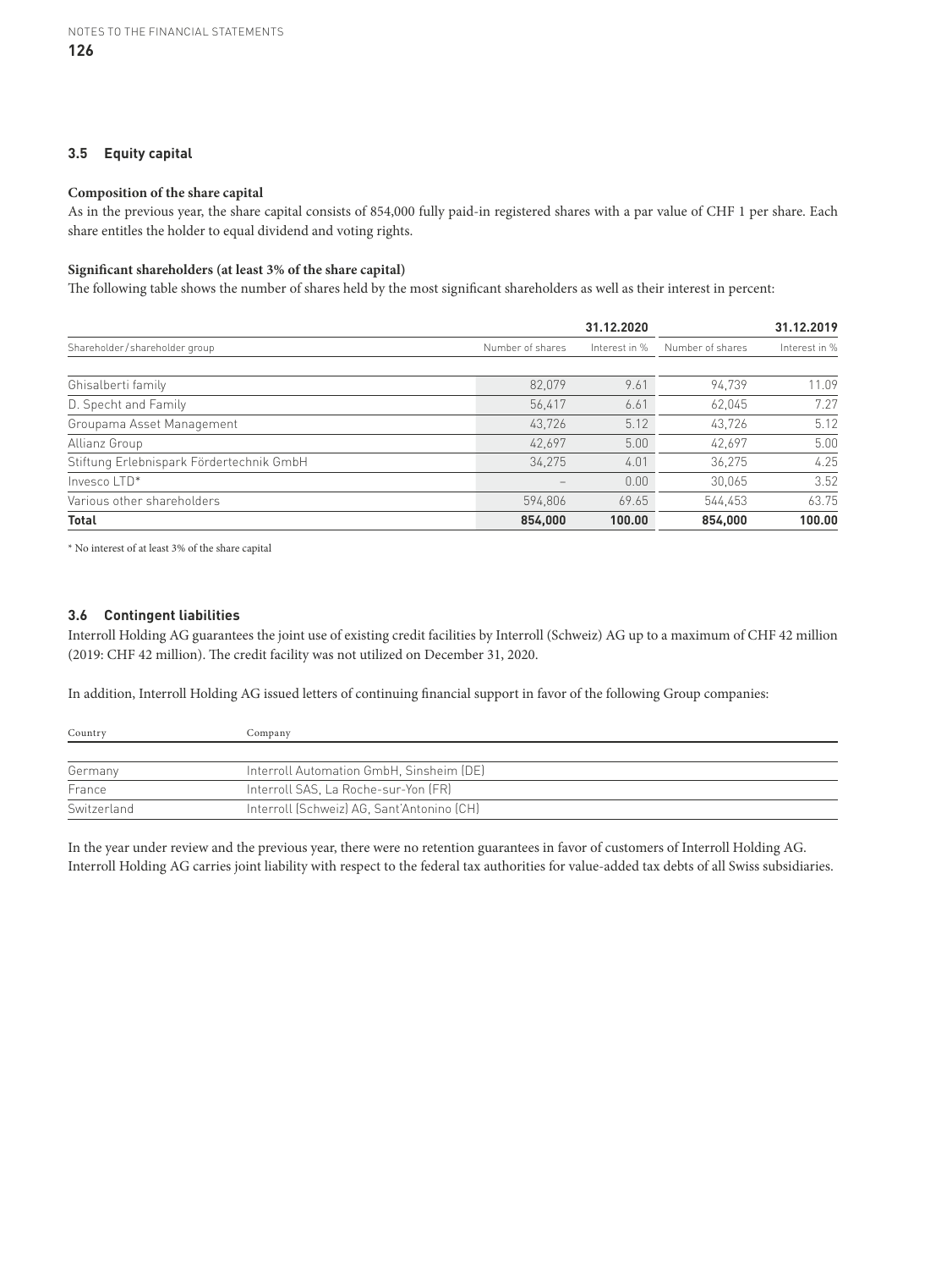### 3.5 Equity capital

**Composition of the share capital**

As in the previous year, the share capital consists of 854,000 fully paid-in registered shares with a par value of CHF 1 per share. Each share entitles the holder to equal dividend and voting rights.

**Significant shareholders (at least 3% of the share capital)**

The following table shows the number of shares held by the most significant shareholders as well as their interest in percent:

| | 31.12.2020 | | 31.12.2019 | |
|---|---|---|---|---|
| Shareholder / shareholder group | Number of shares | Interest in % | Number of shares | Interest in % |
| Ghisalberti family | 82,079 | 9.61 | 94,739 | 11.09 |
| D. Specht and Family | 56,417 | 6.61 | 62,045 | 7.27 |
| Groupama Asset Management | 43,726 | 5.12 | 43,726 | 5.12 |
| Allianz Group | 42,697 | 5.00 | 42,697 | 5.00 |
| Stiftung Erlebnispark Fördertechnik GmbH | 34,275 | 4.01 | 36,275 | 4.25 |
| Invesco LTD* | – | 0.00 | 30,065 | 3.52 |
| Various other shareholders | 594,806 | 69.65 | 544,453 | 63.75 |
| **Total** | **854,000** | **100.00** | **854,000** | **100.00** |

* No interest of at least 3% of the share capital

### 3.6 Contingent liabilities

Interroll Holding AG guarantees the joint use of existing credit facilities by Interroll (Schweiz) AG up to a maximum of CHF 42 million (2019: CHF 42 million). The credit facility was not utilized on December 31, 2020.

In addition, Interroll Holding AG issued letters of continuing financial support in favor of the following Group companies:

| Country | Company |
|---|---|
| Germany | Interroll Automation GmbH, Sinsheim (DE) |
| France | Interroll SAS, La Roche-sur-Yon (FR) |
| Switzerland | Interroll (Schweiz) AG, Sant'Antonino (CH) |

In the year under review and the previous year, there were no retention guarantees in favor of customers of Interroll Holding AG. Interroll Holding AG carries joint liability with respect to the federal tax authorities for value-added tax debts of all Swiss subsidiaries.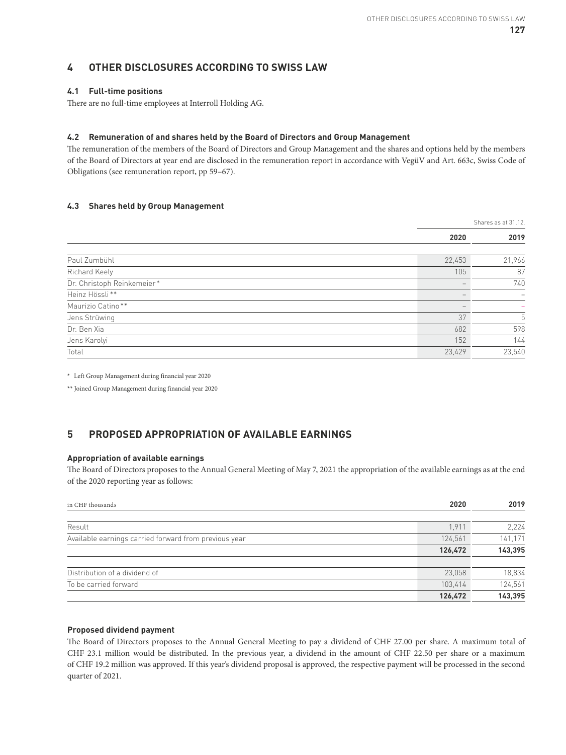## 4 OTHER DISCLOSURES ACCORDING TO SWISS LAW

### 4.1 Full-time positions

There are no full-time employees at Interroll Holding AG.

### 4.2 Remuneration of and shares held by the Board of Directors and Group Management

The remuneration of the members of the Board of Directors and Group Management and the shares and options held by the members of the Board of Directors at year end are disclosed in the remuneration report in accordance with VegüV and Art. 663c, Swiss Code of Obligations (see remuneration report, pp 59–67).

### 4.3 Shares held by Group Management

| | Shares as at 31.12. | |
|---|---|---|
| | **2020** | **2019** |
| Paul Zumbühl | 22,453 | 21,966 |
| Richard Keely | 105 | 87 |
| Dr. Christoph Reinkemeier * | – | 740 |
| Heinz Hössli ** | – | – |
| Maurizio Catino ** | – | – |
| Jens Strüwing | 37 | 5 |
| Dr. Ben Xia | 682 | 598 |
| Jens Karolyi | 152 | 144 |
| Total | 23,429 | 23,540 |

\* Left Group Management during financial year 2020

\** Joined Group Management during financial year 2020

## 5 PROPOSED APPROPRIATION OF AVAILABLE EARNINGS

### Appropriation of available earnings

The Board of Directors proposes to the Annual General Meeting of May 7, 2021 the appropriation of the available earnings as at the end of the 2020 reporting year as follows:

| in CHF thousands | 2020 | 2019 |
|---|---|---|
| Result | 1,911 | 2,224 |
| Available earnings carried forward from previous year | 124,561 | 141,171 |
| | **126,472** | **143,395** |
| Distribution of a dividend of | 23,058 | 18,834 |
| To be carried forward | 103,414 | 124,561 |
| | **126,472** | **143,395** |

### Proposed dividend payment

The Board of Directors proposes to the Annual General Meeting to pay a dividend of CHF 27.00 per share. A maximum total of CHF 23.1 million would be distributed. In the previous year, a dividend in the amount of CHF 22.50 per share or a maximum of CHF 19.2 million was approved. If this year's dividend proposal is approved, the respective payment will be processed in the second quarter of 2021.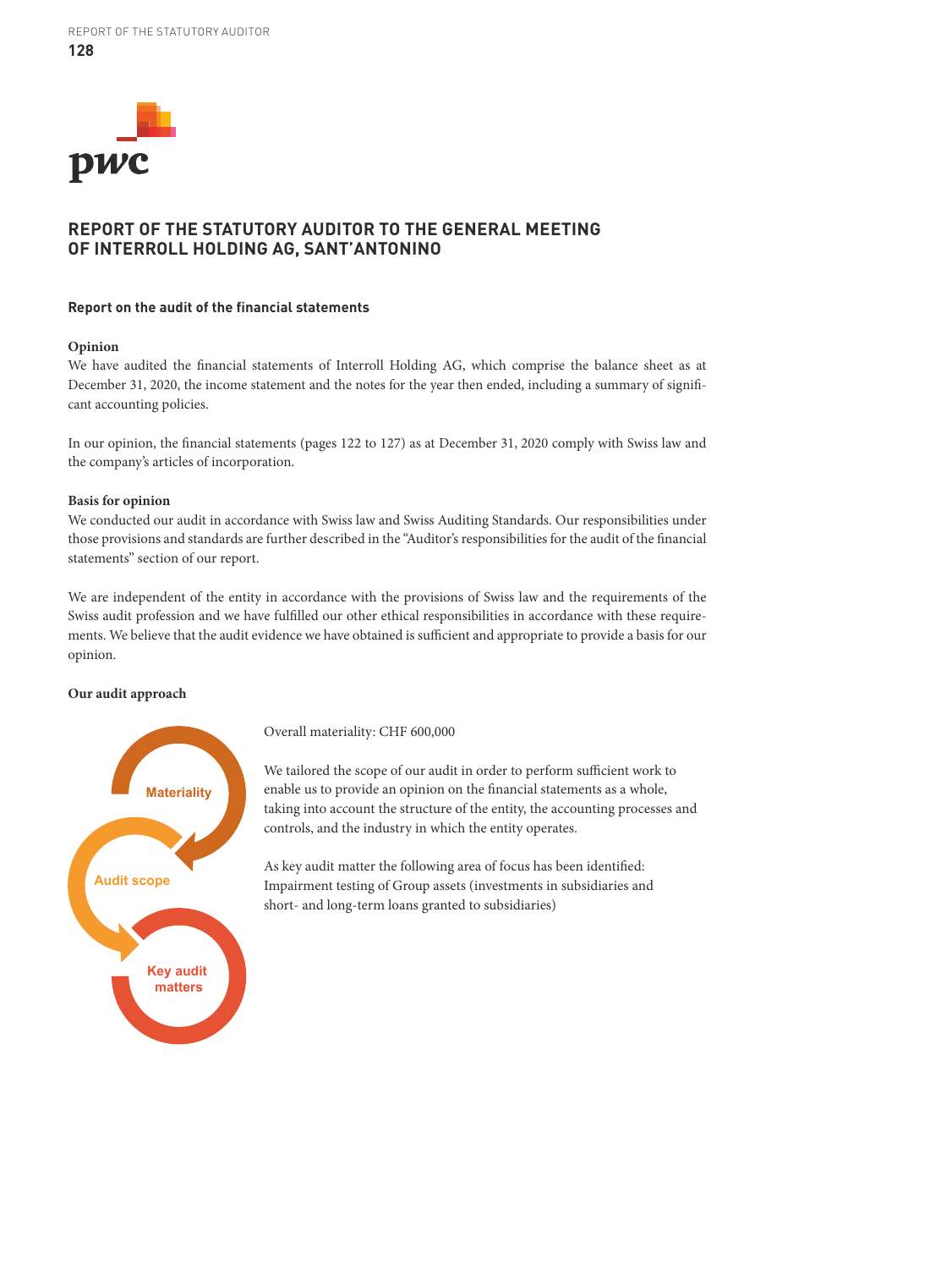# REPORT OF THE STATUTORY AUDITOR TO THE GENERAL MEETING OF INTERROLL HOLDING AG, SANT'ANTONINO

## Report on the audit of the financial statements

### Opinion

We have audited the financial statements of Interroll Holding AG, which comprise the balance sheet as at December 31, 2020, the income statement and the notes for the year then ended, including a summary of significant accounting policies.

In our opinion, the financial statements (pages 122 to 127) as at December 31, 2020 comply with Swiss law and the company's articles of incorporation.

### Basis for opinion

We conducted our audit in accordance with Swiss law and Swiss Auditing Standards. Our responsibilities under those provisions and standards are further described in the "Auditor's responsibilities for the audit of the financial statements" section of our report.

We are independent of the entity in accordance with the provisions of Swiss law and the requirements of the Swiss audit profession and we have fulfilled our other ethical responsibilities in accordance with these requirements. We believe that the audit evidence we have obtained is sufficient and appropriate to provide a basis for our opinion.

### Our audit approach

Materiality

Audit scope

Key audit matters

Overall materiality: CHF 600,000

We tailored the scope of our audit in order to perform sufficient work to enable us to provide an opinion on the financial statements as a whole, taking into account the structure of the entity, the accounting processes and controls, and the industry in which the entity operates.

As key audit matter the following area of focus has been identified: Impairment testing of Group assets (investments in subsidiaries and short- and long-term loans granted to subsidiaries)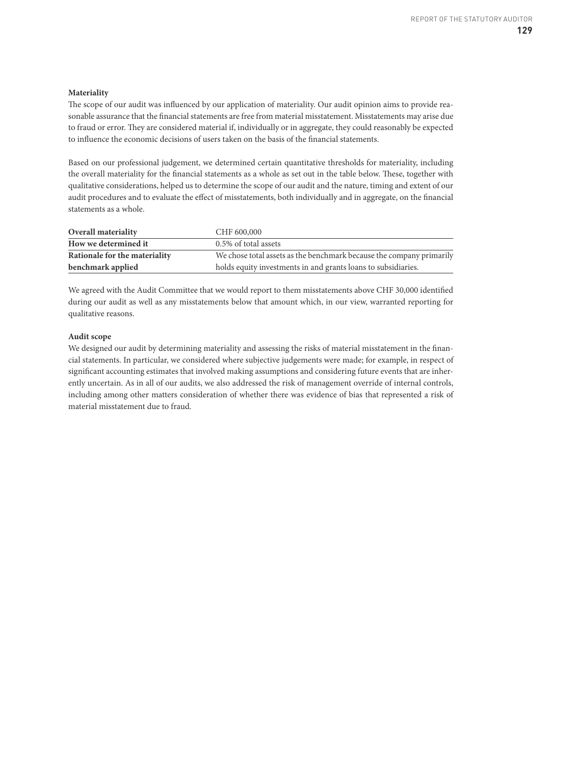**Materiality**

The scope of our audit was influenced by our application of materiality. Our audit opinion aims to provide reasonable assurance that the financial statements are free from material misstatement. Misstatements may arise due to fraud or error. They are considered material if, individually or in aggregate, they could reasonably be expected to influence the economic decisions of users taken on the basis of the financial statements.

Based on our professional judgement, we determined certain quantitative thresholds for materiality, including the overall materiality for the financial statements as a whole as set out in the table below. These, together with qualitative considerations, helped us to determine the scope of our audit and the nature, timing and extent of our audit procedures and to evaluate the effect of misstatements, both individually and in aggregate, on the financial statements as a whole.

| | |
|---|---|
| **Overall materiality** | CHF 600,000 |
| **How we determined it** | 0.5% of total assets |
| **Rationale for the materiality benchmark applied** | We chose total assets as the benchmark because the company primarily holds equity investments in and grants loans to subsidiaries. |

We agreed with the Audit Committee that we would report to them misstatements above CHF 30,000 identified during our audit as well as any misstatements below that amount which, in our view, warranted reporting for qualitative reasons.

**Audit scope**

We designed our audit by determining materiality and assessing the risks of material misstatement in the financial statements. In particular, we considered where subjective judgements were made; for example, in respect of significant accounting estimates that involved making assumptions and considering future events that are inherently uncertain. As in all of our audits, we also addressed the risk of management override of internal controls, including among other matters consideration of whether there was evidence of bias that represented a risk of material misstatement due to fraud.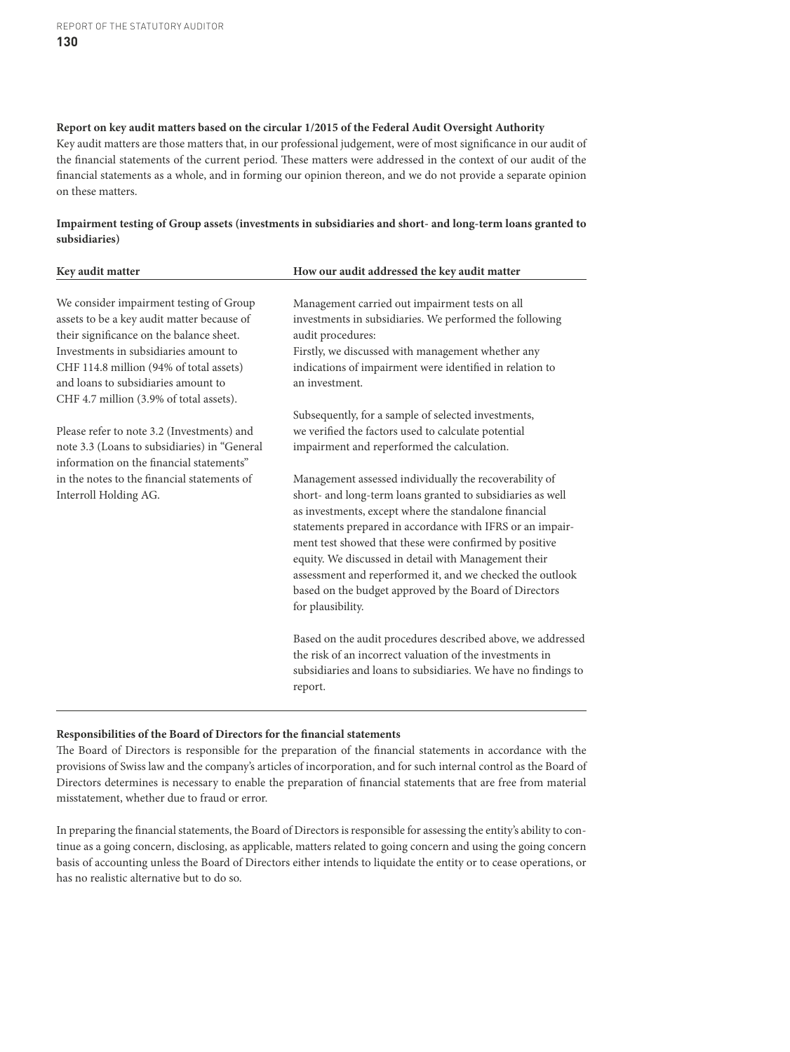**Report on key audit matters based on the circular 1/2015 of the Federal Audit Oversight Authority**

Key audit matters are those matters that, in our professional judgement, were of most significance in our audit of the financial statements of the current period. These matters were addressed in the context of our audit of the financial statements as a whole, and in forming our opinion thereon, and we do not provide a separate opinion on these matters.

**Impairment testing of Group assets (investments in subsidiaries and short- and long-term loans granted to subsidiaries)**

| Key audit matter | How our audit addressed the key audit matter |
|---|---|
| We consider impairment testing of Group assets to be a key audit matter because of their significance on the balance sheet. Investments in subsidiaries amount to CHF 114.8 million (94% of total assets) and loans to subsidiaries amount to CHF 4.7 million (3.9% of total assets).<br><br>Please refer to note 3.2 (Investments) and note 3.3 (Loans to subsidiaries) in "General information on the financial statements" in the notes to the financial statements of Interroll Holding AG. | Management carried out impairment tests on all investments in subsidiaries. We performed the following audit procedures:<br>Firstly, we discussed with management whether any indications of impairment were identified in relation to an investment.<br><br>Subsequently, for a sample of selected investments, we verified the factors used to calculate potential impairment and reperformed the calculation.<br><br>Management assessed individually the recoverability of short- and long-term loans granted to subsidiaries as well as investments, except where the standalone financial statements prepared in accordance with IFRS or an impairment test showed that these were confirmed by positive equity. We discussed in detail with Management their assessment and reperformed it, and we checked the outlook based on the budget approved by the Board of Directors for plausibility.<br><br>Based on the audit procedures described above, we addressed the risk of an incorrect valuation of the investments in subsidiaries and loans to subsidiaries. We have no findings to report. |

**Responsibilities of the Board of Directors for the financial statements**

The Board of Directors is responsible for the preparation of the financial statements in accordance with the provisions of Swiss law and the company's articles of incorporation, and for such internal control as the Board of Directors determines is necessary to enable the preparation of financial statements that are free from material misstatement, whether due to fraud or error.

In preparing the financial statements, the Board of Directors is responsible for assessing the entity's ability to continue as a going concern, disclosing, as applicable, matters related to going concern and using the going concern basis of accounting unless the Board of Directors either intends to liquidate the entity or to cease operations, or has no realistic alternative but to do so.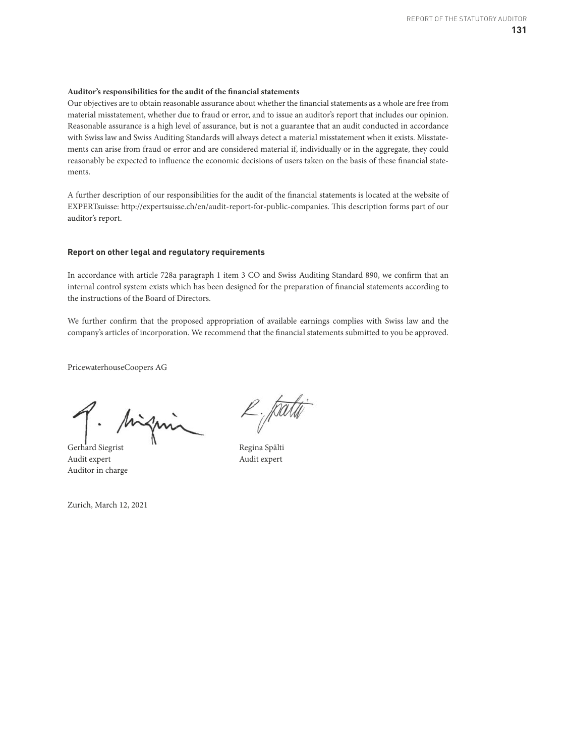**Auditor's responsibilities for the audit of the financial statements**

Our objectives are to obtain reasonable assurance about whether the financial statements as a whole are free from material misstatement, whether due to fraud or error, and to issue an auditor's report that includes our opinion. Reasonable assurance is a high level of assurance, but is not a guarantee that an audit conducted in accordance with Swiss law and Swiss Auditing Standards will always detect a material misstatement when it exists. Misstatements can arise from fraud or error and are considered material if, individually or in the aggregate, they could reasonably be expected to influence the economic decisions of users taken on the basis of these financial statements.

A further description of our responsibilities for the audit of the financial statements is located at the website of EXPERTsuisse: http://expertsuisse.ch/en/audit-report-for-public-companies. This description forms part of our auditor's report.

## Report on other legal and regulatory requirements

In accordance with article 728a paragraph 1 item 3 CO and Swiss Auditing Standard 890, we confirm that an internal control system exists which has been designed for the preparation of financial statements according to the instructions of the Board of Directors.

We further confirm that the proposed appropriation of available earnings complies with Swiss law and the company's articles of incorporation. We recommend that the financial statements submitted to you be approved.

PricewaterhouseCoopers AG

Gerhard Siegrist
Audit expert
Auditor in charge

Regina Spälti
Audit expert

Zurich, March 12, 2021